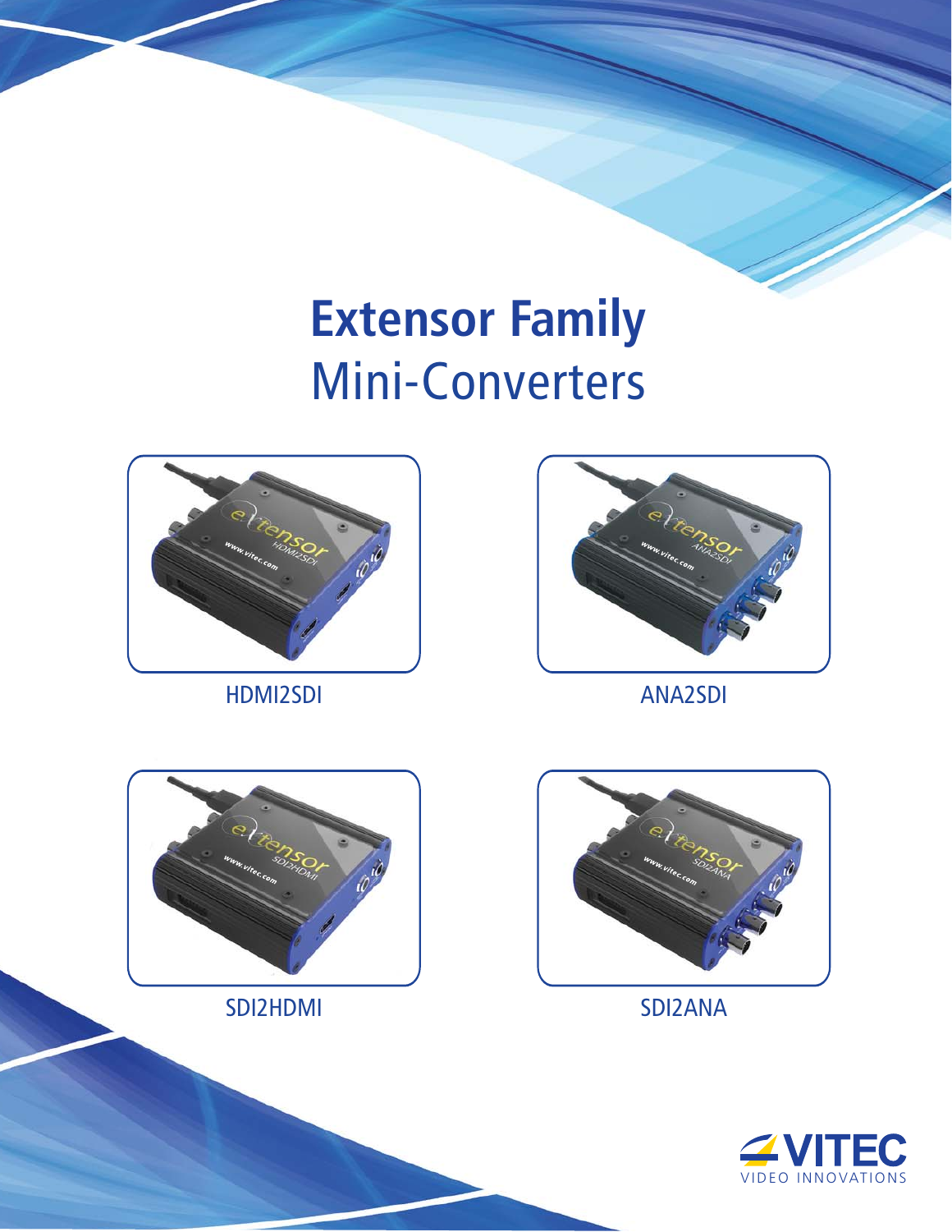# **Extensor Family**
## Mini-Converters

HDMI2SDI

ANA2SDI

SDI2HDMI

SDI2ANA

VITEC
VIDEO INNOVATIONS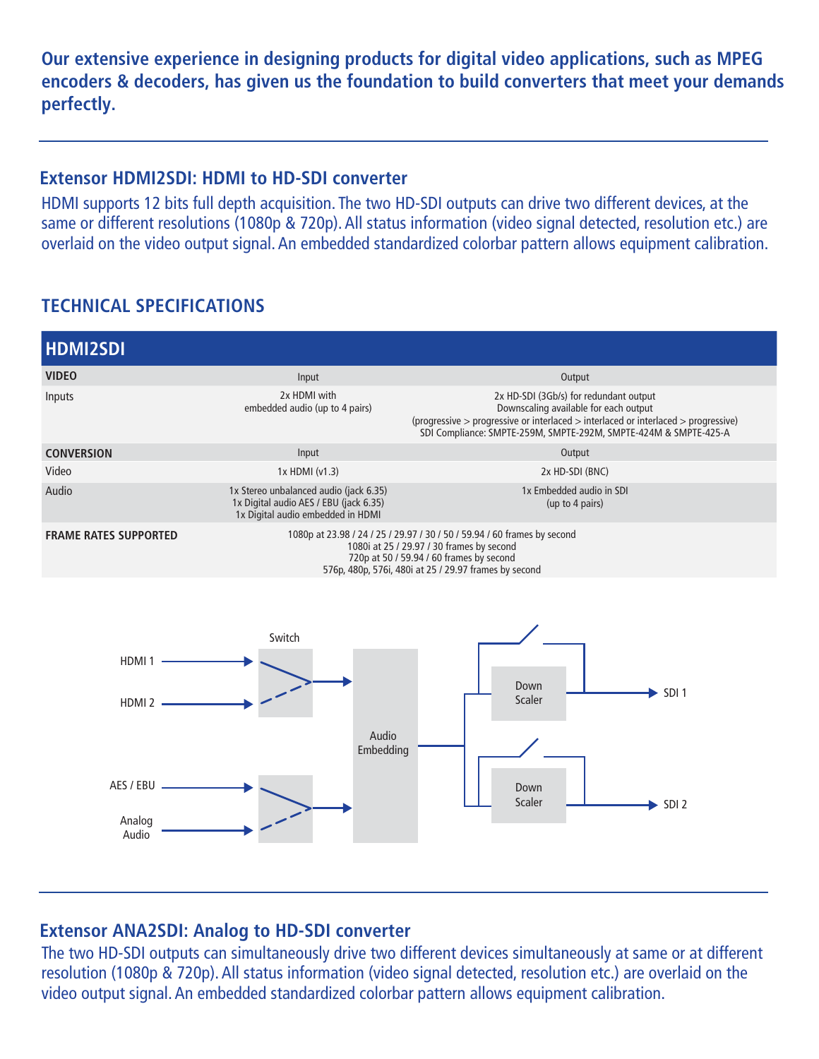**Our extensive experience in designing products for digital video applications, such as MPEG encoders & decoders, has given us the foundation to build converters that meet your demands perfectly.**

## Extensor HDMI2SDI: HDMI to HD-SDI converter

HDMI supports 12 bits full depth acquisition. The two HD-SDI outputs can drive two different devices, at the same or different resolutions (1080p & 720p). All status information (video signal detected, resolution etc.) are overlaid on the video output signal. An embedded standardized colorbar pattern allows equipment calibration.

## TECHNICAL SPECIFICATIONS

| HDMI2SDI | | |
|---|---|---|
| **VIDEO** | Input | Output |
| Inputs | 2x HDMI with embedded audio (up to 4 pairs) | 2x HD-SDI (3Gb/s) for redundant output<br>Downscaling available for each output<br>(progressive > progressive or interlaced > interlaced or interlaced > progressive)<br>SDI Compliance: SMPTE-259M, SMPTE-292M, SMPTE-424M & SMPTE-425-A |
| **CONVERSION** | Input | Output |
| Video | 1x HDMI (v1.3) | 2x HD-SDI (BNC) |
| Audio | 1x Stereo unbalanced audio (jack 6.35)<br>1x Digital audio AES / EBU (jack 6.35)<br>1x Digital audio embedded in HDMI | 1x Embedded audio in SDI<br>(up to 4 pairs) |
| **FRAME RATES SUPPORTED** | 1080p at 23.98 / 24 / 25 / 29.97 / 30 / 50 / 59.94 / 60 frames by second<br>1080i at 25 / 29.97 / 30 frames by second<br>720p at 50 / 59.94 / 60 frames by second<br>576p, 480p, 576i, 480i at 25 / 29.97 frames by second | |

Switch
HDMI 1
HDMI 2
AES / EBU
Analog Audio
Audio Embedding
Down Scaler
Down Scaler
SDI 1
SDI 2

## Extensor ANA2SDI: Analog to HD-SDI converter

The two HD-SDI outputs can simultaneously drive two different devices simultaneously at same or at different resolution (1080p & 720p). All status information (video signal detected, resolution etc.) are overlaid on the video output signal. An embedded standardized colorbar pattern allows equipment calibration.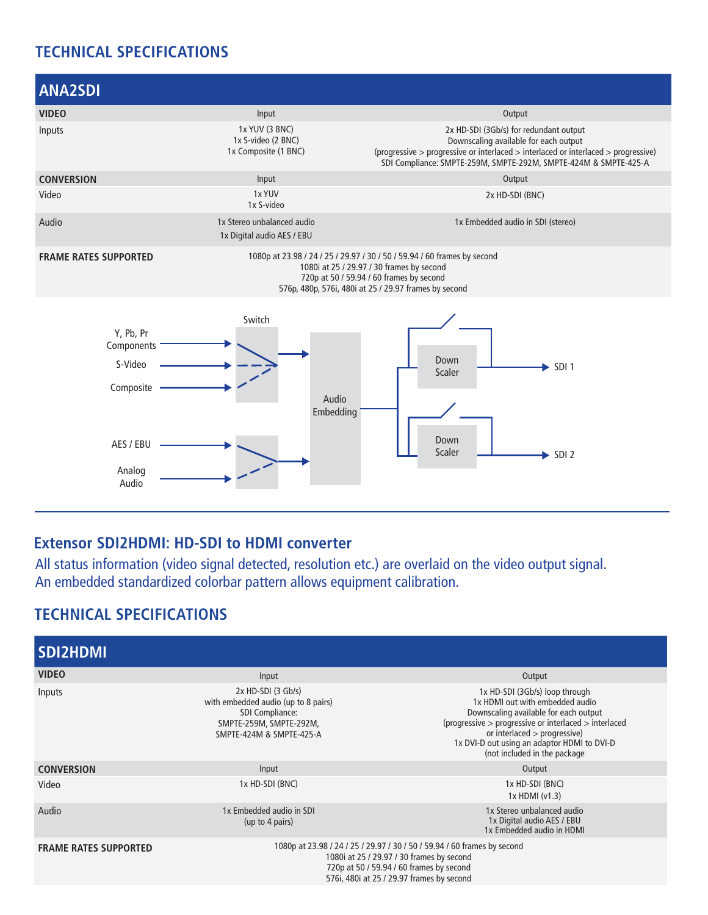## TECHNICAL SPECIFICATIONS

| ANA2SDI | | |
|---|---|---|
| **VIDEO** | Input | Output |
| Inputs | 1x YUV (3 BNC)<br>1x S-video (2 BNC)<br>1x Composite (1 BNC) | 2x HD-SDI (3Gb/s) for redundant output<br>Downscaling available for each output<br>(progressive > progressive or interlaced > interlaced or interlaced > progressive)<br>SDI Compliance: SMPTE-259M, SMPTE-292M, SMPTE-424M & SMPTE-425-A |
| **CONVERSION** | Input | Output |
| Video | 1x YUV<br>1x S-video | 2x HD-SDI (BNC) |
| Audio | 1x Stereo unbalanced audio<br>1x Digital audio AES / EBU | 1x Embedded audio in SDI (stereo) |
| **FRAME RATES SUPPORTED** | 1080p at 23.98 / 24 / 25 / 29.97 / 30 / 50 / 59.94 / 60 frames by second<br>1080i at 25 / 29.97 / 30 frames by second<br>720p at 50 / 59.94 / 60 frames by second<br>576p, 480p, 576i, 480i at 25 / 29.97 frames by second | |

Switch
Y, Pb, Pr Components
S-Video
Composite
AES / EBU
Analog Audio
Audio Embedding
Down Scaler
Down Scaler
SDI 1
SDI 2

## Extensor SDI2HDMI: HD-SDI to HDMI converter

All status information (video signal detected, resolution etc.) are overlaid on the video output signal.
An embedded standardized colorbar pattern allows equipment calibration.

## TECHNICAL SPECIFICATIONS

| SDI2HDMI | | |
|---|---|---|
| **VIDEO** | Input | Output |
| Inputs | 2x HD-SDI (3 Gb/s)<br>with embedded audio (up to 8 pairs)<br>SDI Compliance:<br>SMPTE-259M, SMPTE-292M,<br>SMPTE-424M & SMPTE-425-A | 1x HD-SDI (3Gb/s) loop through<br>1x HDMI out with embedded audio<br>Downscaling available for each output<br>(progressive > progressive or interlaced > interlaced<br>or interlaced > progressive)<br>1x DVI-D out using an adaptor HDMI to DVI-D<br>(not included in the package |
| **CONVERSION** | Input | Output |
| Video | 1x HD-SDI (BNC) | 1x HD-SDI (BNC)<br>1x HDMI (v1.3) |
| Audio | 1x Embedded audio in SDI<br>(up to 4 pairs) | 1x Stereo unbalanced audio<br>1x Digital audio AES / EBU<br>1x Embedded audio in HDMI |
| **FRAME RATES SUPPORTED** | 1080p at 23.98 / 24 / 25 / 29.97 / 30 / 50 / 59.94 / 60 frames by second<br>1080i at 25 / 29.97 / 30 frames by second<br>720p at 50 / 59.94 / 60 frames by second<br>576i, 480i at 25 / 29.97 frames by second | |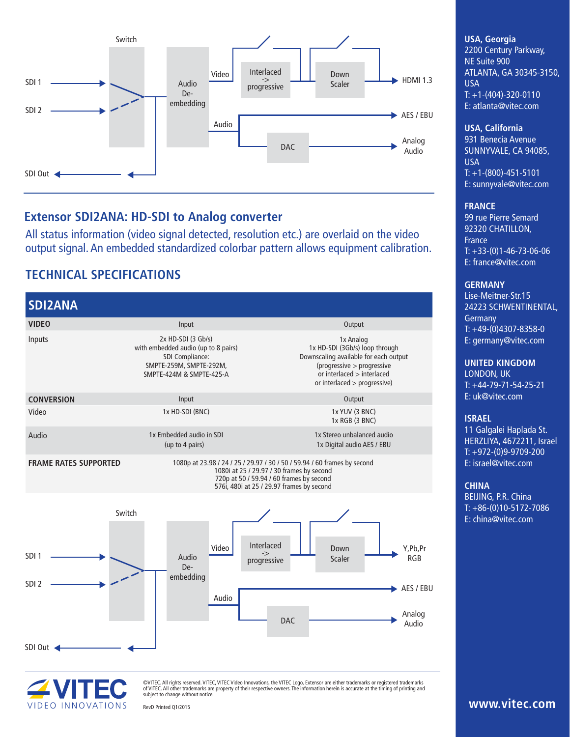Switch

SDI 1

SDI 2

Audio De-embedding

Video

Interlaced -> progressive

Down Scaler

HDMI 1.3

Audio

AES / EBU

DAC

Analog Audio

SDI Out

## Extensor SDI2ANA: HD-SDI to Analog converter

All status information (video signal detected, resolution etc.) are overlaid on the video output signal. An embedded standardized colorbar pattern allows equipment calibration.

## TECHNICAL SPECIFICATIONS

| SDI2ANA | | |
|---|---|---|
| **VIDEO** | Input | Output |
| Inputs | 2x HD-SDI (3 Gb/s) with embedded audio (up to 8 pairs) SDI Compliance: SMPTE-259M, SMPTE-292M, SMPTE-424M & SMPTE-425-A | 1x Analog 1x HD-SDI (3Gb/s) loop through Downscaling available for each output (progressive > progressive or interlaced > interlaced or interlaced > progressive) |
| **CONVERSION** | Input | Output |
| Video | 1x HD-SDI (BNC) | 1x YUV (3 BNC) 1x RGB (3 BNC) |
| Audio | 1x Embedded audio in SDI (up to 4 pairs) | 1x Stereo unbalanced audio 1x Digital audio AES / EBU |
| **FRAME RATES SUPPORTED** | 1080p at 23.98 / 24 / 25 / 29.97 / 30 / 50 / 59.94 / 60 frames by second 1080i at 25 / 29.97 / 30 frames by second 720p at 50 / 59.94 / 60 frames by second 576i, 480i at 25 / 29.97 frames by second | |

Switch

SDI 1

SDI 2

Audio De-embedding

Video

Interlaced -> progressive

Down Scaler

Y,Pb,Pr RGB

Audio

AES / EBU

DAC

Analog Audio

SDI Out

**USA, Georgia**
2200 Century Parkway, NE Suite 900
ATLANTA, GA 30345-3150, USA
T: +1-(404)-320-0110
E: atlanta@vitec.com

**USA, California**
931 Benecia Avenue
SUNNYVALE, CA 94085, USA
T: +1-(800)-451-5101
E: sunnyvale@vitec.com

**FRANCE**
99 rue Pierre Semard
92320 CHATILLON, France
T: +33-(0)1-46-73-06-06
E: france@vitec.com

**GERMANY**
Lise-Meitner-Str.15
24223 SCHWENTINENTAL, Germany
T: +49-(0)4307-8358-0
E: germany@vitec.com

**UNITED KINGDOM**
LONDON, UK
T: +44-79-71-54-25-21
E: uk@vitec.com

**ISRAEL**
11 Galgalei Haplada St.
HERZLIYA, 4672211, Israel
T: +972-(0)9-9709-200
E: israel@vitec.com

**CHINA**
BEIJING, P.R. China
T: +86-(0)10-5172-7086
E: china@vitec.com

VITEC VIDEO INNOVATIONS

©VITEC. All rights reserved. VITEC, VITEC Video Innovations, the VITEC Logo, Extensor are either trademarks or registered trademarks of VITEC. All other trademarks are property of their respective owners. The information herein is accurate at the timing of printing and subject to change without notice.

RevD Printed Q1/2015

**www.vitec.com**